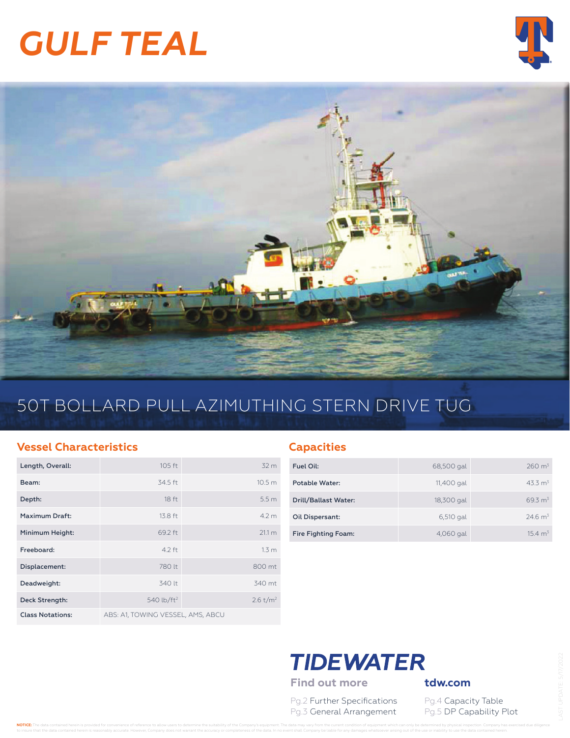# GULF TEAL

## 50T BOLLARD PULL AZIMUTHING STERN DRIVE TUG

### Vessel Characteristics

| | | |
|---|---|---|
| Length, Overall: | 105 ft | 32 m |
| Beam: | 34.5 ft | 10.5 m |
| Depth: | 18 ft | 5.5 m |
| Maximum Draft: | 13.8 ft | 4.2 m |
| Minimum Height: | 69.2 ft | 21.1 m |
| Freeboard: | 4.2 ft | 1.3 m |
| Displacement: | 780 lt | 800 mt |
| Deadweight: | 340 lt | 340 mt |
| Deck Strength: | 540 lb/ft$^2$ | 2.6 t/m$^2$ |
| Class Notations: | ABS: A1, TOWING VESSEL, AMS, ABCU | |

### Capacities

| | | |
|---|---|---|
| Fuel Oil: | 68,500 gal | 260 m$^3$ |
| Potable Water: | 11,400 gal | 43.3 m$^3$ |
| Drill/Ballast Water: | 18,300 gal | 69.3 m$^3$ |
| Oil Dispersant: | 6,510 gal | 24.6 m$^3$ |
| Fire Fighting Foam: | 4,060 gal | 15.4 m$^3$ |

**TIDEWATER**

**Find out more** **tdw.com**

Pg.2 Further Specifications
Pg.3 General Arrangement
Pg.4 Capacity Table
Pg.5 DP Capability Plot

LAST UPDATE: 5/17/2022

**NOTICE:** The data contained herein is provided for convenience of reference to allow users to determine the suitability of the Company's equipment. The data may vary from the current condition of equipment which can only be determined by physical inspection. Company has exercised due diligence to insure that the data contained herein is reasonably accurate. However, Company does not warrant the accuracy or completeness of the data. In no event shall Company be liable for any damages whatsoever arising out of the use or inability to use the data contained herein.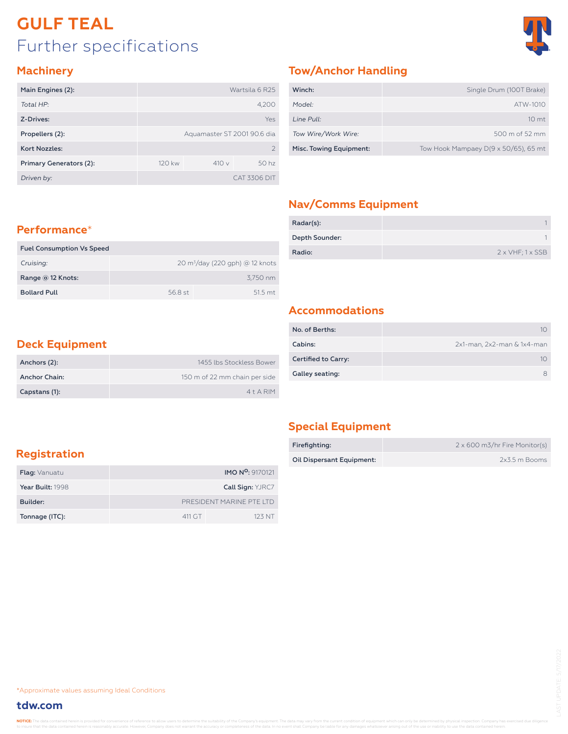# GULF TEAL

## Further specifications

### Machinery

| Main Engines (2): | Wartsila 6 R25 | | |
|---|---|---|---|
| *Total HP:* | 4,200 | | |
| Z-Drives: | Yes | | |
| Propellers (2): | Aquamaster ST 2001 90.6 dia | | |
| Kort Nozzles: | 2 | | |
| Primary Generators (2): | 120 kw | 410 v | 50 hz |
| *Driven by:* | CAT 3306 DIT | | |

### Tow/Anchor Handling

| Winch: | Single Drum (100T Brake) |
|---|---|
| *Model:* | ATW-1010 |
| *Line Pull:* | 10 mt |
| *Tow Wire/Work Wire:* | 500 m of 52 mm |
| Misc. Towing Equipment: | Tow Hook Mampaey D(9 x 50/65), 65 mt |

### Nav/Comms Equipment

| Radar(s): | 1 |
|---|---|
| Depth Sounder: | 1 |
| Radio: | 2 x VHF; 1 x SSB |

### Performance*

| Fuel Consumption Vs Speed | | |
|---|---|---|
| *Cruising:* | 20 $m^3$/day (220 gph) @ 12 knots | |
| Range @ 12 Knots: | 3,750 nm | |
| Bollard Pull | 56.8 st | 51.5 mt |

### Accommodations

| No. of Berths: | 10 |
|---|---|
| Cabins: | 2x1-man, 2x2-man & 1x4-man |
| Certified to Carry: | 10 |
| Galley seating: | 8 |

### Deck Equipment

| Anchors (2): | 1455 lbs Stockless Bower |
|---|---|
| Anchor Chain: | 150 m of 22 mm chain per side |
| Capstans (1): | 4 t A RIM |

### Special Equipment

| Firefighting: | 2 x 600 m3/hr Fire Monitor(s) |
|---|---|
| Oil Dispersant Equipment: | 2x3.5 m Booms |

### Registration

| Flag: Vanuatu | IMO Nº: 9170121 | |
|---|---|---|
| Year Built: 1998 | Call Sign: YJRC7 | |
| Builder: | PRESIDENT MARINE PTE LTD | |
| Tonnage (ITC): | 411 GT | 123 NT |

*Approximate values assuming Ideal Conditions

**tdw.com**

LAST UPDATE: 5/17/2022

**NOTICE:** The data contained herein is provided for convenience of reference to allow users to determine the suitability of the Company's equipment. The data may vary from the current condition of equipment which can only be determined by physical inspection. Company has exercised due diligence to insure that the data contained herein is reasonably accurate. However, Company does not warrant the accuracy or completeness of the data. In no event shall Company be liable for any damages whatsoever arising out of the use or inability to use the data contained herein.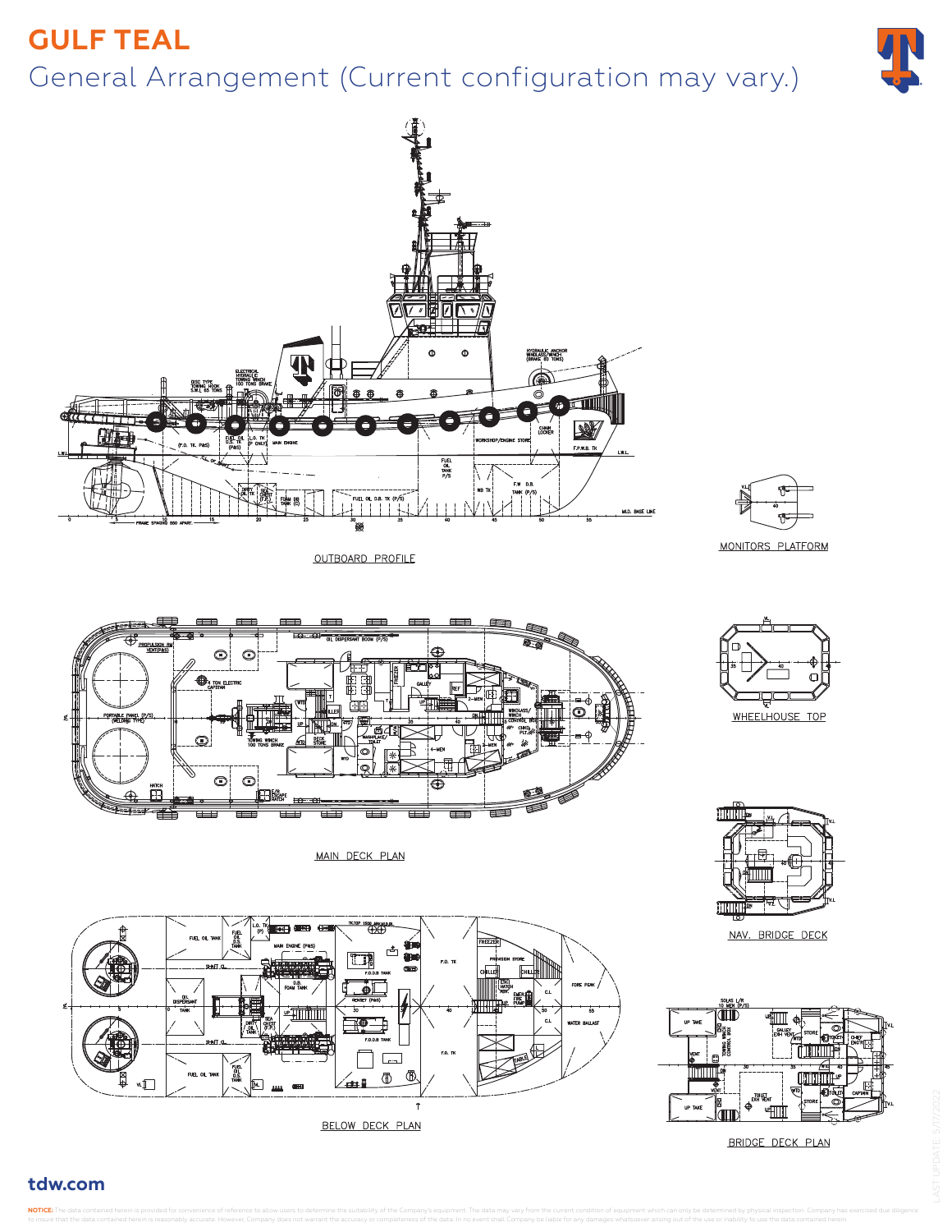# GULF TEAL

## General Arrangement (Current configuration may vary.)

OUTBOARD PROFILE

MONITORS PLATFORM

MAIN DECK PLAN

WHEELHOUSE TOP

NAV. BRIDGE DECK

BELOW DECK PLAN

BRIDGE DECK PLAN

**tdw.com**

**NOTICE:** The data contained herein is provided for convenience of reference to allow users to determine the suitability of the Company's equipment. The data may vary from the current condition of equipment which can only be determined by physical inspection. Company has exercised due diligence to insure that the data contained herein is reasonably accurate. However, Company does not warrant the accuracy or completeness of the data. In no event shall Company be liable for any damages whatsoever arising out of the use or inability to use the data contained herein.

LAST UPDATE: 5/17/2022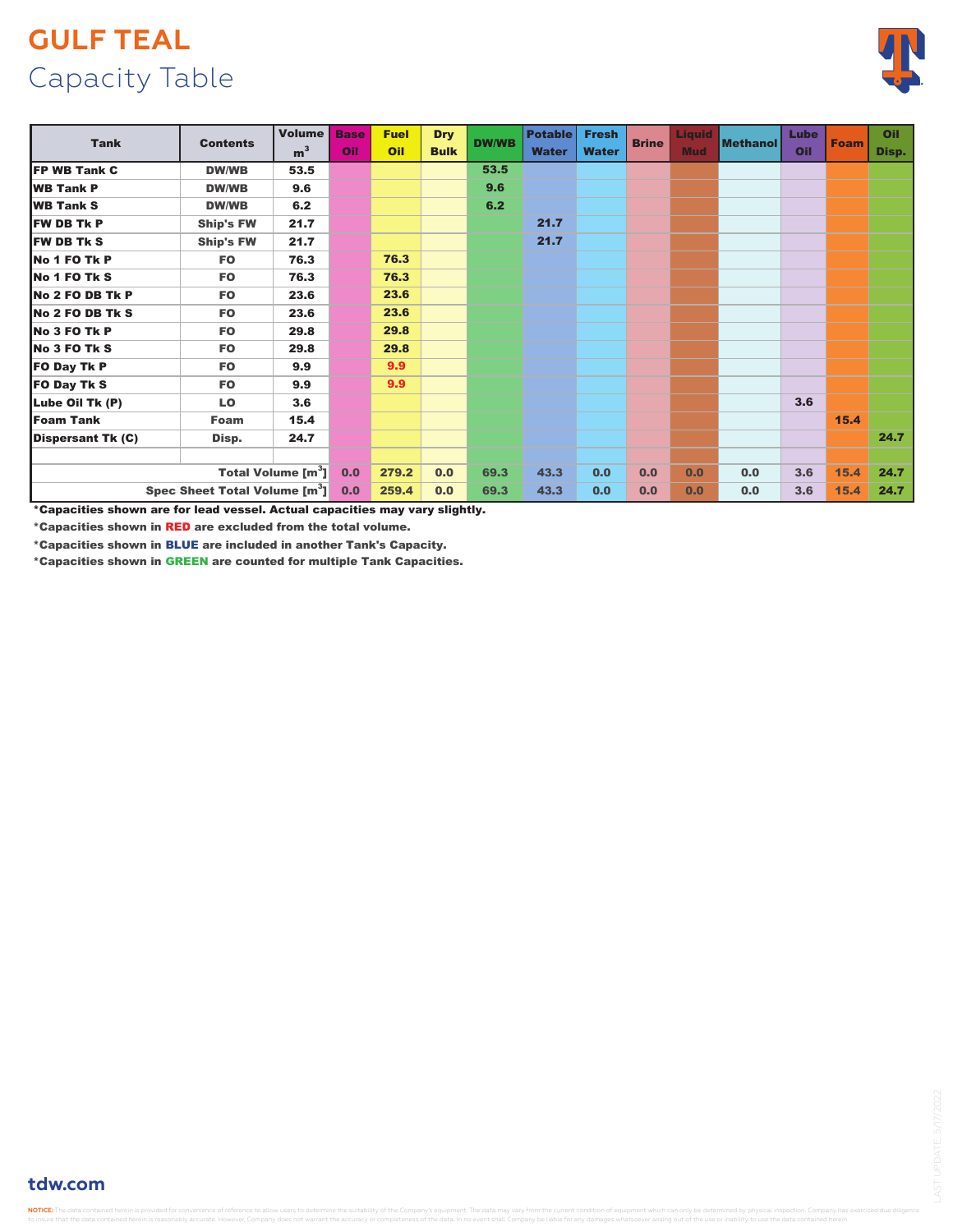# GULF TEAL

## Capacity Table

| Tank | Contents | Volume m$^3$ | Base Oil | Fuel Oil | Dry Bulk | DW/WB | Potable Water | Fresh Water | Brine | Liquid Mud | Methanol | Lube Oil | Foam | Oil Disp. |
|---|---|---|---|---|---|---|---|---|---|---|---|---|---|---|
| FP WB Tank C | DW/WB | 53.5 | | | | 53.5 | | | | | | | | |
| WB Tank P | DW/WB | 9.6 | | | | 9.6 | | | | | | | | |
| WB Tank S | DW/WB | 6.2 | | | | 6.2 | | | | | | | | |
| FW DB Tk P | Ship's FW | 21.7 | | | | | 21.7 | | | | | | | |
| FW DB Tk S | Ship's FW | 21.7 | | | | | 21.7 | | | | | | | |
| No 1 FO Tk P | FO | 76.3 | | 76.3 | | | | | | | | | | |
| No 1 FO Tk S | FO | 76.3 | | 76.3 | | | | | | | | | | |
| No 2 FO DB Tk P | FO | 23.6 | | 23.6 | | | | | | | | | | |
| No 2 FO DB Tk S | FO | 23.6 | | 23.6 | | | | | | | | | | |
| No 3 FO Tk P | FO | 29.8 | | 29.8 | | | | | | | | | | |
| No 3 FO Tk S | FO | 29.8 | | 29.8 | | | | | | | | | | |
| FO Day Tk P | FO | 9.9 | | 9.9 | | | | | | | | | | |
| FO Day Tk S | FO | 9.9 | | 9.9 | | | | | | | | | | |
| Lube Oil Tk (P) | LO | 3.6 | | | | | | | | | | 3.6 | | |
| Foam Tank | Foam | 15.4 | | | | | | | | | | | 15.4 | |
| Dispersant Tk (C) | Disp. | 24.7 | | | | | | | | | | | | 24.7 |
| | | | | | | | | | | | | | | |
| Total Volume [m$^3$] | | | 0.0 | 279.2 | 0.0 | 69.3 | 43.3 | 0.0 | 0.0 | 0.0 | 0.0 | 3.6 | 15.4 | 24.7 |
| Spec Sheet Total Volume [m$^3$] | | | 0.0 | 259.4 | 0.0 | 69.3 | 43.3 | 0.0 | 0.0 | 0.0 | 0.0 | 3.6 | 15.4 | 24.7 |

*Capacities shown are for lead vessel. Actual capacities may vary slightly.

*Capacities shown in RED are excluded from the total volume.

*Capacities shown in BLUE are included in another Tank's Capacity.

*Capacities shown in GREEN are counted for multiple Tank Capacities.

tdw.com

LAST UPDATE: 5/17/2022

NOTICE: The data contained herein is provided for convenience of reference to allow users to determine the suitability of the Company's equipment. The data may vary from the current condition of equipment which can only be determined by physical inspection. Company has exercised due diligence to insure that the data contained herein is reasonably accurate. However, Company does not warrant the accuracy or completeness of the data. In no event shall Company be liable for any damages whatsoever arising out of the use or inability to use the data contained herein.